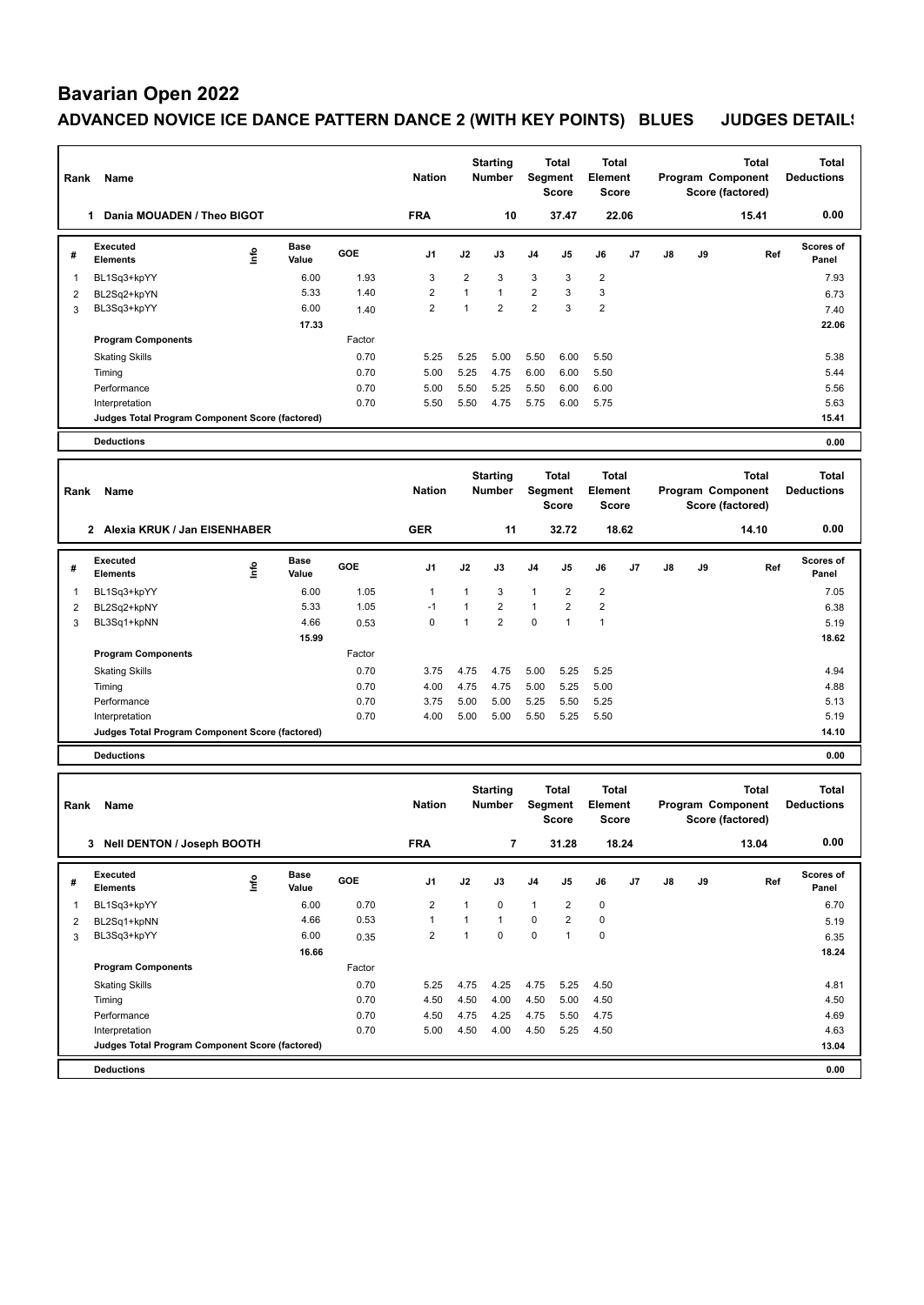# Bavarian Open 2022

## ADVANCED NOVICE ICE DANCE PATTERN DANCE 2 (WITH KEY POINTS) BLUES JUDGES DETAILS

| Rank | Name | Nation | Starting Number | Total Segment Score | Total Element Score | Total Program Component Score (factored) | Total Deductions |
|---|---|---|---|---|---|---|---|
| 1 | Dania MOUADEN / Theo BIGOT | FRA | 10 | 37.47 | 22.06 | 15.41 | 0.00 |

| # | Executed Elements | Info | Base Value | GOE | J1 | J2 | J3 | J4 | J5 | J6 | J7 | J8 | J9 | Ref | Scores of Panel |
|---|---|---|---|---|---|---|---|---|---|---|---|---|---|---|---|
| 1 | BL1Sq3+kpYY | | 6.00 | 1.93 | 3 | 2 | 3 | 3 | 3 | 2 | | | | | 7.93 |
| 2 | BL2Sq2+kpYN | | 5.33 | 1.40 | 2 | 1 | 1 | 2 | 3 | 3 | | | | | 6.73 |
| 3 | BL3Sq3+kpYY | | 6.00 | 1.40 | 2 | 1 | 2 | 2 | 3 | 2 | | | | | 7.40 |
| | | | 17.33 | | | | | | | | | | | | 22.06 |
| | Program Components | | | Factor | | | | | | | | | | | |
| | Skating Skills | | | 0.70 | 5.25 | 5.25 | 5.00 | 5.50 | 6.00 | 5.50 | | | | | 5.38 |
| | Timing | | | 0.70 | 5.00 | 5.25 | 4.75 | 6.00 | 6.00 | 5.50 | | | | | 5.44 |
| | Performance | | | 0.70 | 5.00 | 5.50 | 5.25 | 5.50 | 6.00 | 6.00 | | | | | 5.56 |
| | Interpretation | | | 0.70 | 5.50 | 5.50 | 4.75 | 5.75 | 6.00 | 5.75 | | | | | 5.63 |
| | Judges Total Program Component Score (factored) | | | | | | | | | | | | | | 15.41 |
| | Deductions | | | | | | | | | | | | | | 0.00 |

| Rank | Name | Nation | Starting Number | Total Segment Score | Total Element Score | Total Program Component Score (factored) | Total Deductions |
|---|---|---|---|---|---|---|---|
| 2 | Alexia KRUK / Jan EISENHABER | GER | 11 | 32.72 | 18.62 | 14.10 | 0.00 |

| # | Executed Elements | Info | Base Value | GOE | J1 | J2 | J3 | J4 | J5 | J6 | J7 | J8 | J9 | Ref | Scores of Panel |
|---|---|---|---|---|---|---|---|---|---|---|---|---|---|---|---|
| 1 | BL1Sq3+kpYY | | 6.00 | 1.05 | 1 | 1 | 3 | 1 | 2 | 2 | | | | | 7.05 |
| 2 | BL2Sq2+kpNY | | 5.33 | 1.05 | -1 | 1 | 2 | 1 | 2 | 2 | | | | | 6.38 |
| 3 | BL3Sq1+kpNN | | 4.66 | 0.53 | 0 | 1 | 2 | 0 | 1 | 1 | | | | | 5.19 |
| | | | 15.99 | | | | | | | | | | | | 18.62 |
| | Program Components | | | Factor | | | | | | | | | | | |
| | Skating Skills | | | 0.70 | 3.75 | 4.75 | 4.75 | 5.00 | 5.25 | 5.25 | | | | | 4.94 |
| | Timing | | | 0.70 | 4.00 | 4.75 | 4.75 | 5.00 | 5.25 | 5.00 | | | | | 4.88 |
| | Performance | | | 0.70 | 3.75 | 5.00 | 5.00 | 5.25 | 5.50 | 5.25 | | | | | 5.13 |
| | Interpretation | | | 0.70 | 4.00 | 5.00 | 5.00 | 5.50 | 5.25 | 5.50 | | | | | 5.19 |
| | Judges Total Program Component Score (factored) | | | | | | | | | | | | | | 14.10 |
| | Deductions | | | | | | | | | | | | | | 0.00 |

| Rank | Name | Nation | Starting Number | Total Segment Score | Total Element Score | Total Program Component Score (factored) | Total Deductions |
|---|---|---|---|---|---|---|---|
| 3 | Nell DENTON / Joseph BOOTH | FRA | 7 | 31.28 | 18.24 | 13.04 | 0.00 |

| # | Executed Elements | Info | Base Value | GOE | J1 | J2 | J3 | J4 | J5 | J6 | J7 | J8 | J9 | Ref | Scores of Panel |
|---|---|---|---|---|---|---|---|---|---|---|---|---|---|---|---|
| 1 | BL1Sq3+kpYY | | 6.00 | 0.70 | 2 | 1 | 0 | 1 | 2 | 0 | | | | | 6.70 |
| 2 | BL2Sq1+kpNN | | 4.66 | 0.53 | 1 | 1 | 1 | 0 | 2 | 0 | | | | | 5.19 |
| 3 | BL3Sq3+kpYY | | 6.00 | 0.35 | 2 | 1 | 0 | 0 | 1 | 0 | | | | | 6.35 |
| | | | 16.66 | | | | | | | | | | | | 18.24 |
| | Program Components | | | Factor | | | | | | | | | | | |
| | Skating Skills | | | 0.70 | 5.25 | 4.75 | 4.25 | 4.75 | 5.25 | 4.50 | | | | | 4.81 |
| | Timing | | | 0.70 | 4.50 | 4.50 | 4.00 | 4.50 | 5.00 | 4.50 | | | | | 4.50 |
| | Performance | | | 0.70 | 4.50 | 4.75 | 4.25 | 4.75 | 5.50 | 4.75 | | | | | 4.69 |
| | Interpretation | | | 0.70 | 5.00 | 4.50 | 4.00 | 4.50 | 5.25 | 4.50 | | | | | 4.63 |
| | Judges Total Program Component Score (factored) | | | | | | | | | | | | | | 13.04 |
| | Deductions | | | | | | | | | | | | | | 0.00 |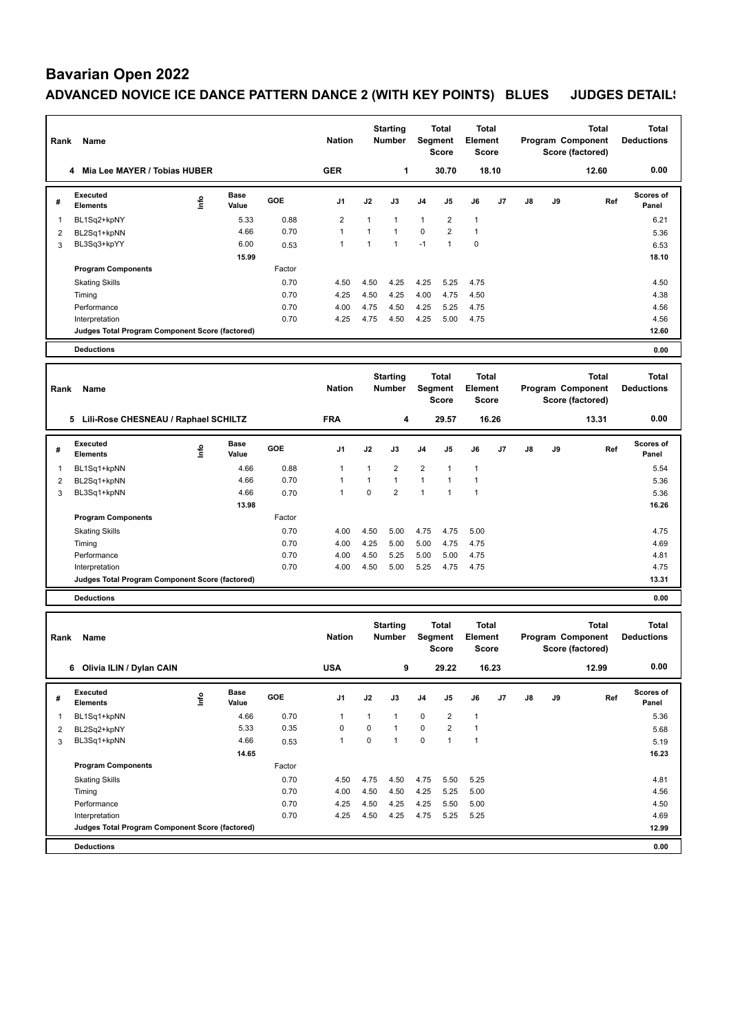# Bavarian Open 2022

## ADVANCED NOVICE ICE DANCE PATTERN DANCE 2 (WITH KEY POINTS) BLUES JUDGES DETAILS

| Rank | Name | Nation | Starting Number | Total Segment Score | Total Element Score | Total Program Component Score (factored) | Total Deductions |
|---|---|---|---|---|---|---|---|
| 4 | Mia Lee MAYER / Tobias HUBER | GER | 1 | 30.70 | 18.10 | 12.60 | 0.00 |

| # | Executed Elements | Info | Base Value | GOE | J1 | J2 | J3 | J4 | J5 | J6 | J7 | J8 | J9 | Ref | Scores of Panel |
|---|---|---|---|---|---|---|---|---|---|---|---|---|---|---|---|
| 1 | BL1Sq2+kpNY | | 5.33 | 0.88 | 2 | 1 | 1 | 1 | 2 | 1 | | | | | 6.21 |
| 2 | BL2Sq1+kpNN | | 4.66 | 0.70 | 1 | 1 | 1 | 0 | 2 | 1 | | | | | 5.36 |
| 3 | BL3Sq3+kpYY | | 6.00 | 0.53 | 1 | 1 | 1 | -1 | 1 | 0 | | | | | 6.53 |
| | | | 15.99 | | | | | | | | | | | | 18.10 |
| | Program Components | | | Factor | | | | | | | | | | | |
| | Skating Skills | | | 0.70 | 4.50 | 4.50 | 4.25 | 4.25 | 5.25 | 4.75 | | | | | 4.50 |
| | Timing | | | 0.70 | 4.25 | 4.50 | 4.25 | 4.00 | 4.75 | 4.50 | | | | | 4.38 |
| | Performance | | | 0.70 | 4.00 | 4.75 | 4.50 | 4.25 | 5.25 | 4.75 | | | | | 4.56 |
| | Interpretation | | | 0.70 | 4.25 | 4.75 | 4.50 | 4.25 | 5.00 | 4.75 | | | | | 4.56 |
| | Judges Total Program Component Score (factored) | | | | | | | | | | | | | | 12.60 |
| | Deductions | | | | | | | | | | | | | | 0.00 |

| Rank | Name | Nation | Starting Number | Total Segment Score | Total Element Score | Total Program Component Score (factored) | Total Deductions |
|---|---|---|---|---|---|---|---|
| 5 | Lili-Rose CHESNEAU / Raphael SCHILTZ | FRA | 4 | 29.57 | 16.26 | 13.31 | 0.00 |

| # | Executed Elements | Info | Base Value | GOE | J1 | J2 | J3 | J4 | J5 | J6 | J7 | J8 | J9 | Ref | Scores of Panel |
|---|---|---|---|---|---|---|---|---|---|---|---|---|---|---|---|
| 1 | BL1Sq1+kpNN | | 4.66 | 0.88 | 1 | 1 | 2 | 2 | 1 | 1 | | | | | 5.54 |
| 2 | BL2Sq1+kpNN | | 4.66 | 0.70 | 1 | 1 | 1 | 1 | 1 | 1 | | | | | 5.36 |
| 3 | BL3Sq1+kpNN | | 4.66 | 0.70 | 1 | 0 | 2 | 1 | 1 | 1 | | | | | 5.36 |
| | | | 13.98 | | | | | | | | | | | | 16.26 |
| | Program Components | | | Factor | | | | | | | | | | | |
| | Skating Skills | | | 0.70 | 4.00 | 4.50 | 5.00 | 4.75 | 4.75 | 5.00 | | | | | 4.75 |
| | Timing | | | 0.70 | 4.00 | 4.25 | 5.00 | 5.00 | 4.75 | 4.75 | | | | | 4.69 |
| | Performance | | | 0.70 | 4.00 | 4.50 | 5.25 | 5.00 | 5.00 | 4.75 | | | | | 4.81 |
| | Interpretation | | | 0.70 | 4.00 | 4.50 | 5.00 | 5.25 | 4.75 | 4.75 | | | | | 4.75 |
| | Judges Total Program Component Score (factored) | | | | | | | | | | | | | | 13.31 |
| | Deductions | | | | | | | | | | | | | | 0.00 |

| Rank | Name | Nation | Starting Number | Total Segment Score | Total Element Score | Total Program Component Score (factored) | Total Deductions |
|---|---|---|---|---|---|---|---|
| 6 | Olivia ILIN / Dylan CAIN | USA | 9 | 29.22 | 16.23 | 12.99 | 0.00 |

| # | Executed Elements | Info | Base Value | GOE | J1 | J2 | J3 | J4 | J5 | J6 | J7 | J8 | J9 | Ref | Scores of Panel |
|---|---|---|---|---|---|---|---|---|---|---|---|---|---|---|---|
| 1 | BL1Sq1+kpNN | | 4.66 | 0.70 | 1 | 1 | 1 | 0 | 2 | 1 | | | | | 5.36 |
| 2 | BL2Sq2+kpNY | | 5.33 | 0.35 | 0 | 0 | 1 | 0 | 2 | 1 | | | | | 5.68 |
| 3 | BL3Sq1+kpNN | | 4.66 | 0.53 | 1 | 0 | 1 | 0 | 1 | 1 | | | | | 5.19 |
| | | | 14.65 | | | | | | | | | | | | 16.23 |
| | Program Components | | | Factor | | | | | | | | | | | |
| | Skating Skills | | | 0.70 | 4.50 | 4.75 | 4.50 | 4.75 | 5.50 | 5.25 | | | | | 4.81 |
| | Timing | | | 0.70 | 4.00 | 4.50 | 4.50 | 4.25 | 5.25 | 5.00 | | | | | 4.56 |
| | Performance | | | 0.70 | 4.25 | 4.50 | 4.25 | 4.25 | 5.50 | 5.00 | | | | | 4.50 |
| | Interpretation | | | 0.70 | 4.25 | 4.50 | 4.25 | 4.75 | 5.25 | 5.25 | | | | | 4.69 |
| | Judges Total Program Component Score (factored) | | | | | | | | | | | | | | 12.99 |
| | Deductions | | | | | | | | | | | | | | 0.00 |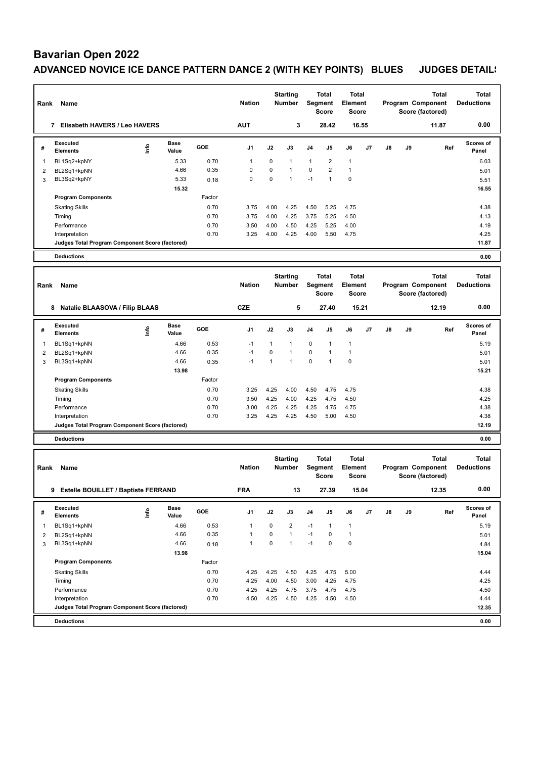# Bavarian Open 2022

## ADVANCED NOVICE ICE DANCE PATTERN DANCE 2 (WITH KEY POINTS) BLUES JUDGES DETAILS

| Rank | Name | Nation | Starting Number | Total Segment Score | Total Element Score | Total Program Component Score (factored) | Total Deductions |
|---|---|---|---|---|---|---|---|
| 7 | Elisabeth HAVERS / Leo HAVERS | AUT | 3 | 28.42 | 16.55 | 11.87 | 0.00 |

| # | Executed Elements | Info | Base Value | GOE | J1 | J2 | J3 | J4 | J5 | J6 | J7 | J8 | J9 | Ref | Scores of Panel |
|---|---|---|---|---|---|---|---|---|---|---|---|---|---|---|---|
| 1 | BL1Sq2+kpNY | | 5.33 | 0.70 | 1 | 0 | 1 | 1 | 2 | 1 | | | | | 6.03 |
| 2 | BL2Sq1+kpNN | | 4.66 | 0.35 | 0 | 0 | 1 | 0 | 2 | 1 | | | | | 5.01 |
| 3 | BL3Sq2+kpNY | | 5.33 | 0.18 | 0 | 0 | 1 | -1 | 1 | 0 | | | | | 5.51 |
| | | | 15.32 | | | | | | | | | | | | 16.55 |
| | **Program Components** | | | Factor | | | | | | | | | | | |
| | Skating Skills | | | 0.70 | 3.75 | 4.00 | 4.25 | 4.50 | 5.25 | 4.75 | | | | | 4.38 |
| | Timing | | | 0.70 | 3.75 | 4.00 | 4.25 | 3.75 | 5.25 | 4.50 | | | | | 4.13 |
| | Performance | | | 0.70 | 3.50 | 4.00 | 4.50 | 4.25 | 5.25 | 4.00 | | | | | 4.19 |
| | Interpretation | | | 0.70 | 3.25 | 4.00 | 4.25 | 4.00 | 5.50 | 4.75 | | | | | 4.25 |
| | **Judges Total Program Component Score (factored)** | | | | | | | | | | | | | | 11.87 |
| | **Deductions** | | | | | | | | | | | | | | 0.00 |

| Rank | Name | Nation | Starting Number | Total Segment Score | Total Element Score | Total Program Component Score (factored) | Total Deductions |
|---|---|---|---|---|---|---|---|
| 8 | Natalie BLAASOVA / Filip BLAAS | CZE | 5 | 27.40 | 15.21 | 12.19 | 0.00 |

| # | Executed Elements | Info | Base Value | GOE | J1 | J2 | J3 | J4 | J5 | J6 | J7 | J8 | J9 | Ref | Scores of Panel |
|---|---|---|---|---|---|---|---|---|---|---|---|---|---|---|---|
| 1 | BL1Sq1+kpNN | | 4.66 | 0.53 | -1 | 1 | 1 | 0 | 1 | 1 | | | | | 5.19 |
| 2 | BL2Sq1+kpNN | | 4.66 | 0.35 | -1 | 0 | 1 | 0 | 1 | 1 | | | | | 5.01 |
| 3 | BL3Sq1+kpNN | | 4.66 | 0.35 | -1 | 1 | 1 | 0 | 1 | 0 | | | | | 5.01 |
| | | | 13.98 | | | | | | | | | | | | 15.21 |
| | **Program Components** | | | Factor | | | | | | | | | | | |
| | Skating Skills | | | 0.70 | 3.25 | 4.25 | 4.00 | 4.50 | 4.75 | 4.75 | | | | | 4.38 |
| | Timing | | | 0.70 | 3.50 | 4.25 | 4.00 | 4.25 | 4.75 | 4.50 | | | | | 4.25 |
| | Performance | | | 0.70 | 3.00 | 4.25 | 4.25 | 4.25 | 4.75 | 4.75 | | | | | 4.38 |
| | Interpretation | | | 0.70 | 3.25 | 4.25 | 4.25 | 4.50 | 5.00 | 4.50 | | | | | 4.38 |
| | **Judges Total Program Component Score (factored)** | | | | | | | | | | | | | | 12.19 |
| | **Deductions** | | | | | | | | | | | | | | 0.00 |

| Rank | Name | Nation | Starting Number | Total Segment Score | Total Element Score | Total Program Component Score (factored) | Total Deductions |
|---|---|---|---|---|---|---|---|
| 9 | Estelle BOUILLET / Baptiste FERRAND | FRA | 13 | 27.39 | 15.04 | 12.35 | 0.00 |

| # | Executed Elements | Info | Base Value | GOE | J1 | J2 | J3 | J4 | J5 | J6 | J7 | J8 | J9 | Ref | Scores of Panel |
|---|---|---|---|---|---|---|---|---|---|---|---|---|---|---|---|
| 1 | BL1Sq1+kpNN | | 4.66 | 0.53 | 1 | 0 | 2 | -1 | 1 | 1 | | | | | 5.19 |
| 2 | BL2Sq1+kpNN | | 4.66 | 0.35 | 1 | 0 | 1 | -1 | 0 | 1 | | | | | 5.01 |
| 3 | BL3Sq1+kpNN | | 4.66 | 0.18 | 1 | 0 | 1 | -1 | 0 | 0 | | | | | 4.84 |
| | | | 13.98 | | | | | | | | | | | | 15.04 |
| | **Program Components** | | | Factor | | | | | | | | | | | |
| | Skating Skills | | | 0.70 | 4.25 | 4.25 | 4.50 | 4.25 | 4.75 | 5.00 | | | | | 4.44 |
| | Timing | | | 0.70 | 4.25 | 4.00 | 4.50 | 3.00 | 4.25 | 4.75 | | | | | 4.25 |
| | Performance | | | 0.70 | 4.25 | 4.25 | 4.75 | 3.75 | 4.75 | 4.75 | | | | | 4.50 |
| | Interpretation | | | 0.70 | 4.50 | 4.25 | 4.50 | 4.25 | 4.50 | 4.50 | | | | | 4.44 |
| | **Judges Total Program Component Score (factored)** | | | | | | | | | | | | | | 12.35 |
| | **Deductions** | | | | | | | | | | | | | | 0.00 |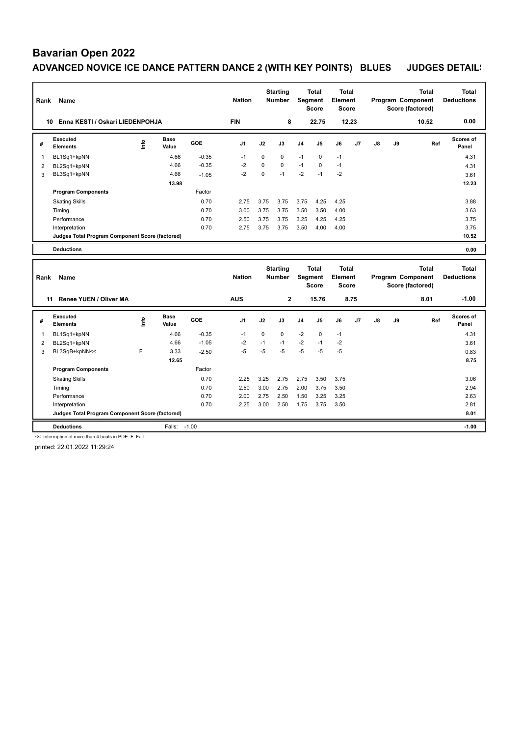# Bavarian Open 2022

## ADVANCED NOVICE ICE DANCE PATTERN DANCE 2 (WITH KEY POINTS) BLUES JUDGES DETAILS

| Rank | Name | Nation | Starting Number | Total Segment Score | Total Element Score | Total Program Component Score (factored) | Total Deductions |
|---|---|---|---|---|---|---|---|
| 10 | Enna KESTI / Oskari LIEDENPOHJA | FIN | 8 | 22.75 | 12.23 | 10.52 | 0.00 |

| # | Executed Elements | Info | Base Value | GOE | J1 | J2 | J3 | J4 | J5 | J6 | J7 | J8 | J9 | Ref | Scores of Panel |
|---|---|---|---|---|---|---|---|---|---|---|---|---|---|---|---|
| 1 | BL1Sq1+kpNN | | 4.66 | -0.35 | -1 | 0 | 0 | -1 | 0 | -1 | | | | | 4.31 |
| 2 | BL2Sq1+kpNN | | 4.66 | -0.35 | -2 | 0 | 0 | -1 | 0 | -1 | | | | | 4.31 |
| 3 | BL3Sq1+kpNN | | 4.66 | -1.05 | -2 | 0 | -1 | -2 | -1 | -2 | | | | | 3.61 |
| | | | 13.98 | | | | | | | | | | | | 12.23 |
| | Program Components | | | Factor | | | | | | | | | | | |
| | Skating Skills | | | 0.70 | 2.75 | 3.75 | 3.75 | 3.75 | 4.25 | 4.25 | | | | | 3.88 |
| | Timing | | | 0.70 | 3.00 | 3.75 | 3.75 | 3.50 | 3.50 | 4.00 | | | | | 3.63 |
| | Performance | | | 0.70 | 2.50 | 3.75 | 3.75 | 3.25 | 4.25 | 4.25 | | | | | 3.75 |
| | Interpretation | | | 0.70 | 2.75 | 3.75 | 3.75 | 3.50 | 4.00 | 4.00 | | | | | 3.75 |
| | Judges Total Program Component Score (factored) | | | | | | | | | | | | | | 10.52 |
| | Deductions | | | | | | | | | | | | | | 0.00 |

| Rank | Name | Nation | Starting Number | Total Segment Score | Total Element Score | Total Program Component Score (factored) | Total Deductions |
|---|---|---|---|---|---|---|---|
| 11 | Renee YUEN / Oliver MA | AUS | 2 | 15.76 | 8.75 | 8.01 | -1.00 |

| # | Executed Elements | Info | Base Value | GOE | J1 | J2 | J3 | J4 | J5 | J6 | J7 | J8 | J9 | Ref | Scores of Panel |
|---|---|---|---|---|---|---|---|---|---|---|---|---|---|---|---|
| 1 | BL1Sq1+kpNN | | 4.66 | -0.35 | -1 | 0 | 0 | -2 | 0 | -1 | | | | | 4.31 |
| 2 | BL2Sq1+kpNN | | 4.66 | -1.05 | -2 | -1 | -1 | -2 | -1 | -2 | | | | | 3.61 |
| 3 | BL3SqB+kpNN<< | F | 3.33 | -2.50 | -5 | -5 | -5 | -5 | -5 | -5 | | | | | 0.83 |
| | | | 12.65 | | | | | | | | | | | | 8.75 |
| | Program Components | | | Factor | | | | | | | | | | | |
| | Skating Skills | | | 0.70 | 2.25 | 3.25 | 2.75 | 2.75 | 3.50 | 3.75 | | | | | 3.06 |
| | Timing | | | 0.70 | 2.50 | 3.00 | 2.75 | 2.00 | 3.75 | 3.50 | | | | | 2.94 |
| | Performance | | | 0.70 | 2.00 | 2.75 | 2.50 | 1.50 | 3.25 | 3.25 | | | | | 2.63 |
| | Interpretation | | | 0.70 | 2.25 | 3.00 | 2.50 | 1.75 | 3.75 | 3.50 | | | | | 2.81 |
| | Judges Total Program Component Score (factored) | | | | | | | | | | | | | | 8.01 |
| | Deductions | | Falls: | -1.00 | | | | | | | | | | | -1.00 |

<< Interruption of more than 4 beats in PDE F Fall

printed: 22.01.2022 11:29:24